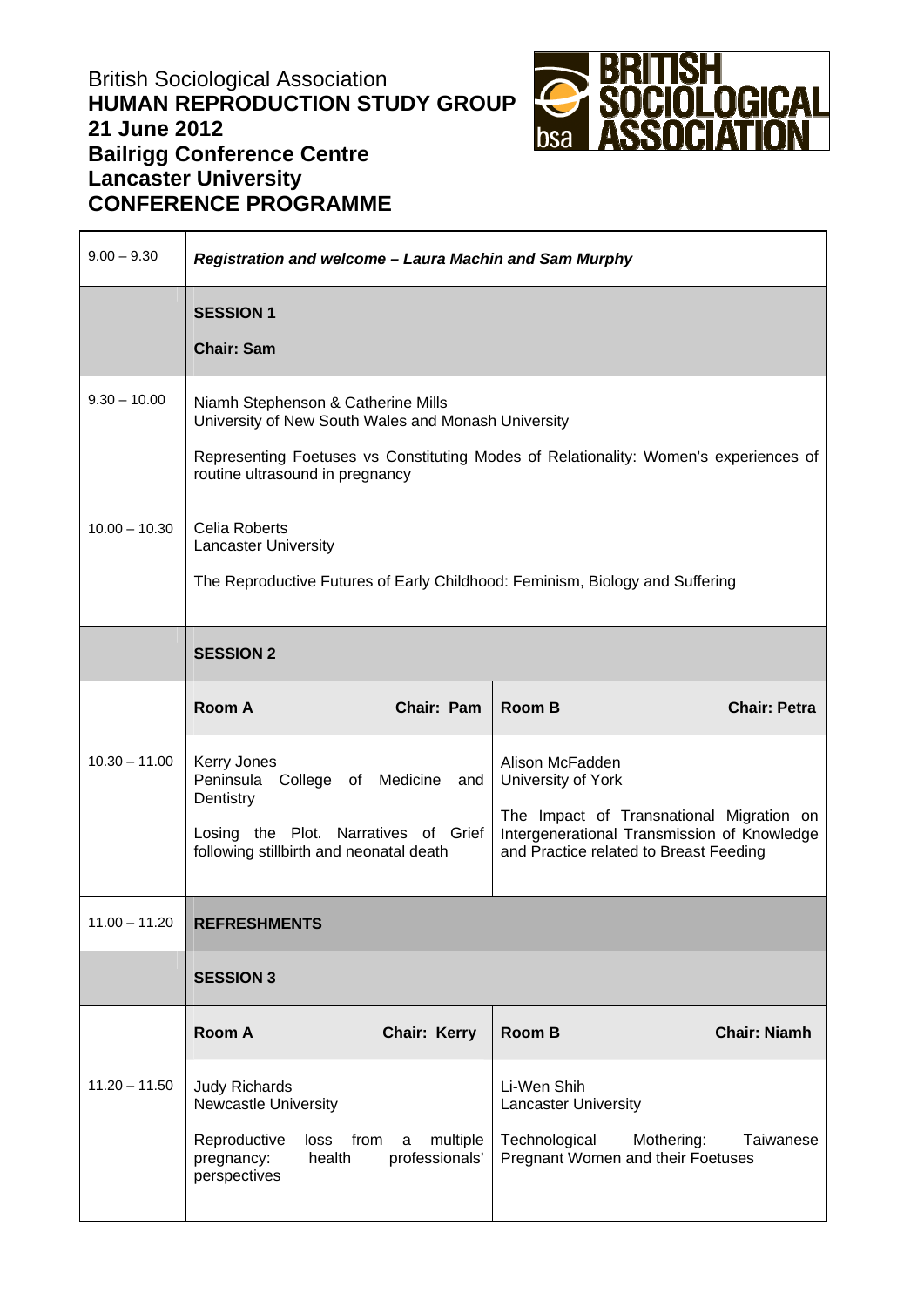British Sociological Association
**HUMAN REPRODUCTION STUDY GROUP**
**21 June 2012**
**Bailrigg Conference Centre**
**Lancaster University**
**CONFERENCE PROGRAMME**

| | | |
|---|---|---|
| 9.00 – 9.30 | ***Registration and welcome – Laura Machin and Sam Murphy*** | |
| | **SESSION 1**<br><br>**Chair: Sam** | |
| 9.30 – 10.00 | Niamh Stephenson & Catherine Mills<br>University of New South Wales and Monash University<br><br>Representing Foetuses vs Constituting Modes of Relationality: Women's experiences of routine ultrasound in pregnancy | |
| 10.00 – 10.30 | Celia Roberts<br>Lancaster University<br><br>The Reproductive Futures of Early Childhood: Feminism, Biology and Suffering | |
| | **SESSION 2** | |
| | **Room A Chair: Pam** | **Room B Chair: Petra** |
| 10.30 – 11.00 | Kerry Jones<br>Peninsula College of Medicine and Dentistry<br><br>Losing the Plot. Narratives of Grief following stillbirth and neonatal death | Alison McFadden<br>University of York<br><br>The Impact of Transnational Migration on Intergenerational Transmission of Knowledge and Practice related to Breast Feeding |
| 11.00 – 11.20 | **REFRESHMENTS** | |
| | **SESSION 3** | |
| | **Room A Chair: Kerry** | **Room B Chair: Niamh** |
| 11.20 – 11.50 | Judy Richards<br>Newcastle University<br><br>Reproductive loss from a multiple pregnancy: health professionals' perspectives | Li-Wen Shih<br>Lancaster University<br><br>Technological Mothering: Taiwanese Pregnant Women and their Foetuses |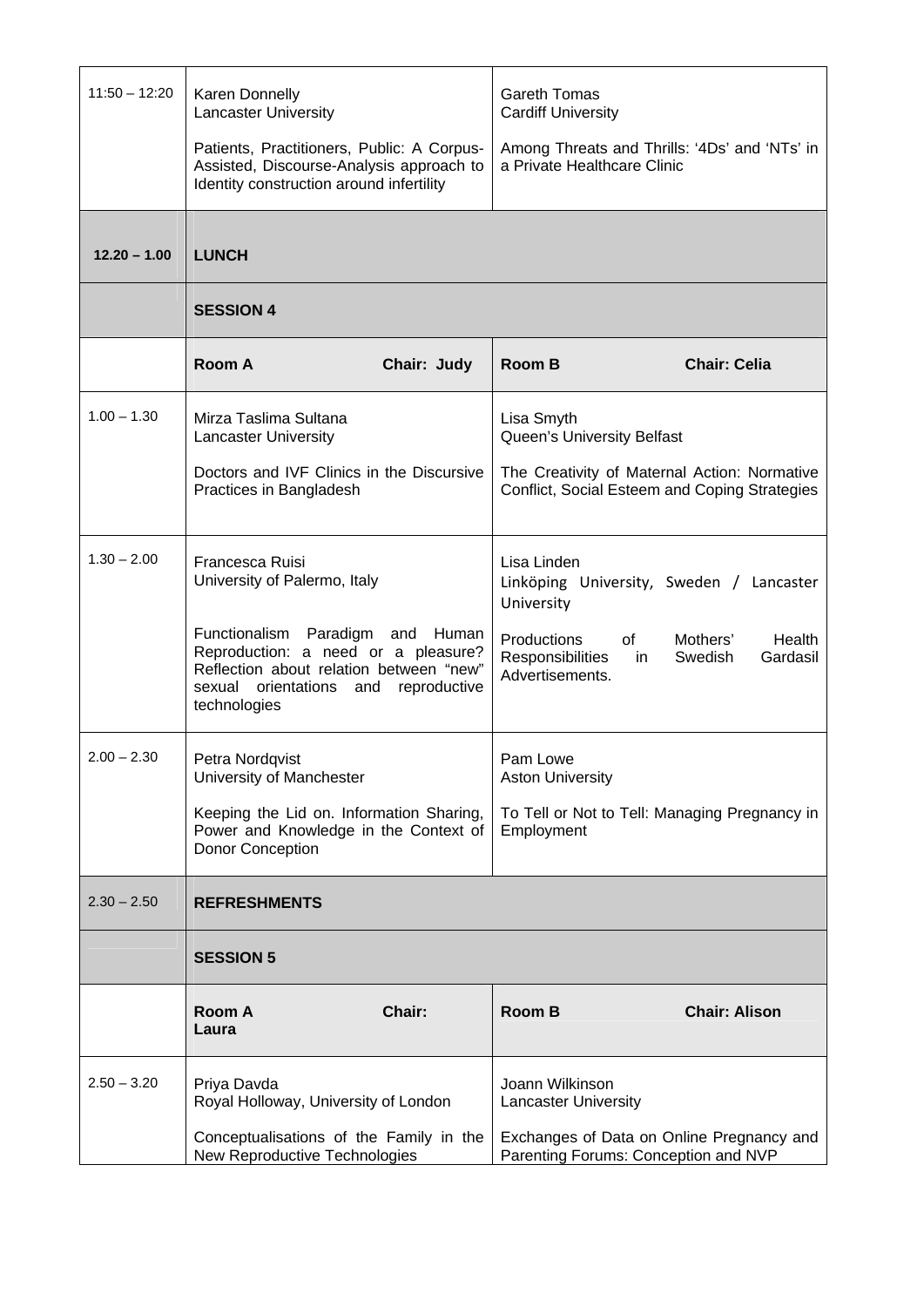| | | |
|---|---|---|
| 11:50 – 12:20 | Karen Donnelly<br>Lancaster University<br><br>Patients, Practitioners, Public: A Corpus-Assisted, Discourse-Analysis approach to Identity construction around infertility | Gareth Tomas<br>Cardiff University<br><br>Among Threats and Thrills: '4Ds' and 'NTs' in a Private Healthcare Clinic |
| **12.20 – 1.00** | **LUNCH** | |
| | **SESSION 4** | |
| | **Room A Chair: Judy** | **Room B Chair: Celia** |
| 1.00 – 1.30 | Mirza Taslima Sultana<br>Lancaster University<br><br>Doctors and IVF Clinics in the Discursive Practices in Bangladesh | Lisa Smyth<br>Queen's University Belfast<br><br>The Creativity of Maternal Action: Normative Conflict, Social Esteem and Coping Strategies |
| 1.30 – 2.00 | Francesca Ruisi<br>University of Palermo, Italy<br><br>Functionalism Paradigm and Human Reproduction: a need or a pleasure? Reflection about relation between "new" sexual orientations and reproductive technologies | Lisa Linden<br>Linköping University, Sweden / Lancaster University<br><br>Productions of Mothers' Health Responsibilities in Swedish Gardasil Advertisements. |
| 2.00 – 2.30 | Petra Nordqvist<br>University of Manchester<br><br>Keeping the Lid on. Information Sharing, Power and Knowledge in the Context of Donor Conception | Pam Lowe<br>Aston University<br><br>To Tell or Not to Tell: Managing Pregnancy in Employment |
| 2.30 – 2.50 | **REFRESHMENTS** | |
| | **SESSION 5** | |
| | **Room A Chair: Laura** | **Room B Chair: Alison** |
| 2.50 – 3.20 | Priya Davda<br>Royal Holloway, University of London<br><br>Conceptualisations of the Family in the New Reproductive Technologies | Joann Wilkinson<br>Lancaster University<br><br>Exchanges of Data on Online Pregnancy and Parenting Forums: Conception and NVP |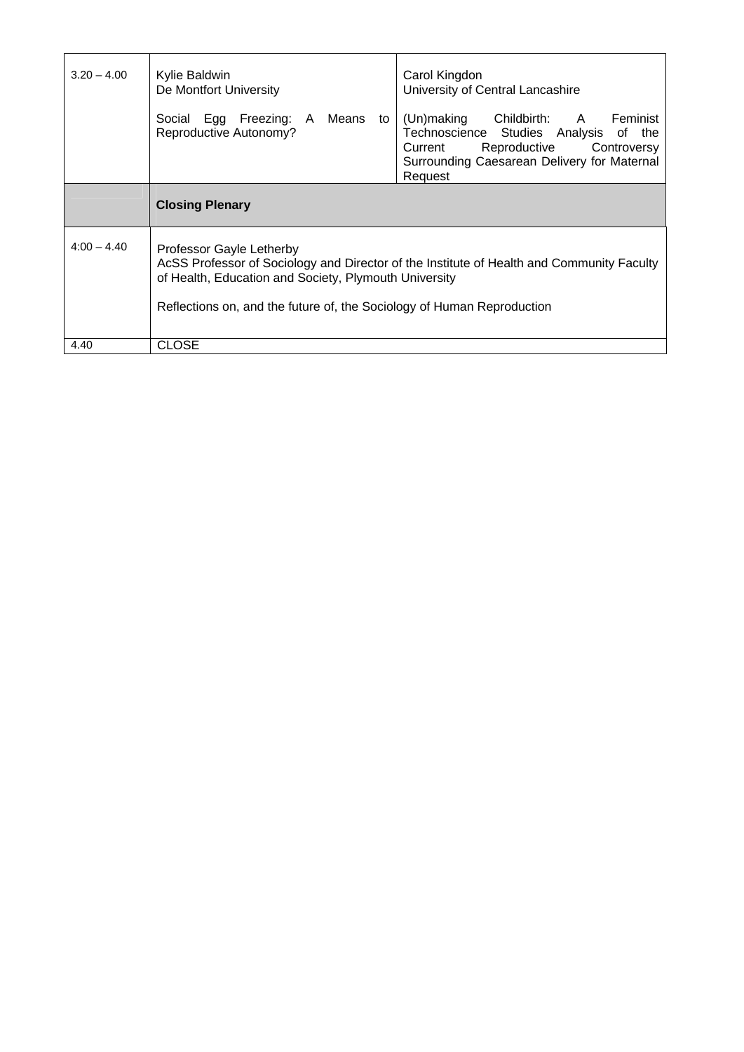| | | |
|---|---|---|
| 3.20 – 4.00 | Kylie Baldwin<br>De Montfort University<br><br>Social Egg Freezing: A Means to Reproductive Autonomy? | Carol Kingdon<br>University of Central Lancashire<br><br>(Un)making Childbirth: A Feminist Technoscience Studies Analysis of the Current Reproductive Controversy Surrounding Caesarean Delivery for Maternal Request |
| | **Closing Plenary** | |
| 4:00 – 4.40 | Professor Gayle Letherby<br>AcSS Professor of Sociology and Director of the Institute of Health and Community Faculty of Health, Education and Society, Plymouth University<br><br>Reflections on, and the future of, the Sociology of Human Reproduction | |
| 4.40 | CLOSE | |